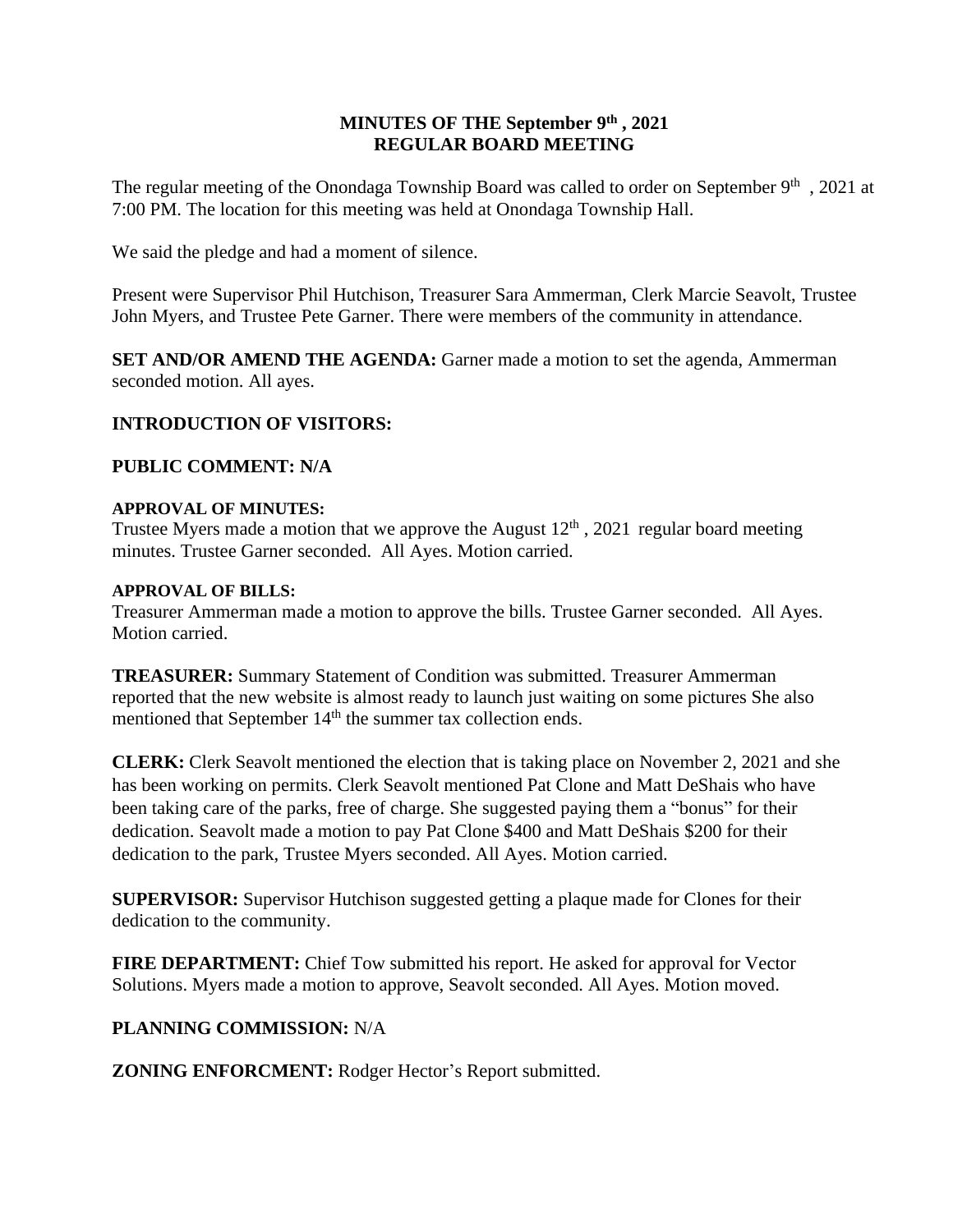# MINUTES OF THE September 9th , 2021
# REGULAR BOARD MEETING

The regular meeting of the Onondaga Township Board was called to order on September 9th , 2021 at 7:00 PM. The location for this meeting was held at Onondaga Township Hall.

We said the pledge and had a moment of silence.

Present were Supervisor Phil Hutchison, Treasurer Sara Ammerman, Clerk Marcie Seavolt, Trustee John Myers, and Trustee Pete Garner. There were members of the community in attendance.

**SET AND/OR AMEND THE AGENDA:** Garner made a motion to set the agenda, Ammerman seconded motion. All ayes.

**INTRODUCTION OF VISITORS:**

**PUBLIC COMMENT: N/A**

**APPROVAL OF MINUTES:**
Trustee Myers made a motion that we approve the August 12th , 2021 regular board meeting minutes. Trustee Garner seconded. All Ayes. Motion carried.

**APPROVAL OF BILLS:**
Treasurer Ammerman made a motion to approve the bills. Trustee Garner seconded. All Ayes. Motion carried.

**TREASURER:** Summary Statement of Condition was submitted. Treasurer Ammerman reported that the new website is almost ready to launch just waiting on some pictures She also mentioned that September 14th the summer tax collection ends.

**CLERK:** Clerk Seavolt mentioned the election that is taking place on November 2, 2021 and she has been working on permits. Clerk Seavolt mentioned Pat Clone and Matt DeShais who have been taking care of the parks, free of charge. She suggested paying them a "bonus" for their dedication. Seavolt made a motion to pay Pat Clone $400 and Matt DeShais $200 for their dedication to the park, Trustee Myers seconded. All Ayes. Motion carried.

**SUPERVISOR:** Supervisor Hutchison suggested getting a plaque made for Clones for their dedication to the community.

**FIRE DEPARTMENT:** Chief Tow submitted his report. He asked for approval for Vector Solutions. Myers made a motion to approve, Seavolt seconded. All Ayes. Motion moved.

**PLANNING COMMISSION:** N/A

**ZONING ENFORCMENT:** Rodger Hector's Report submitted.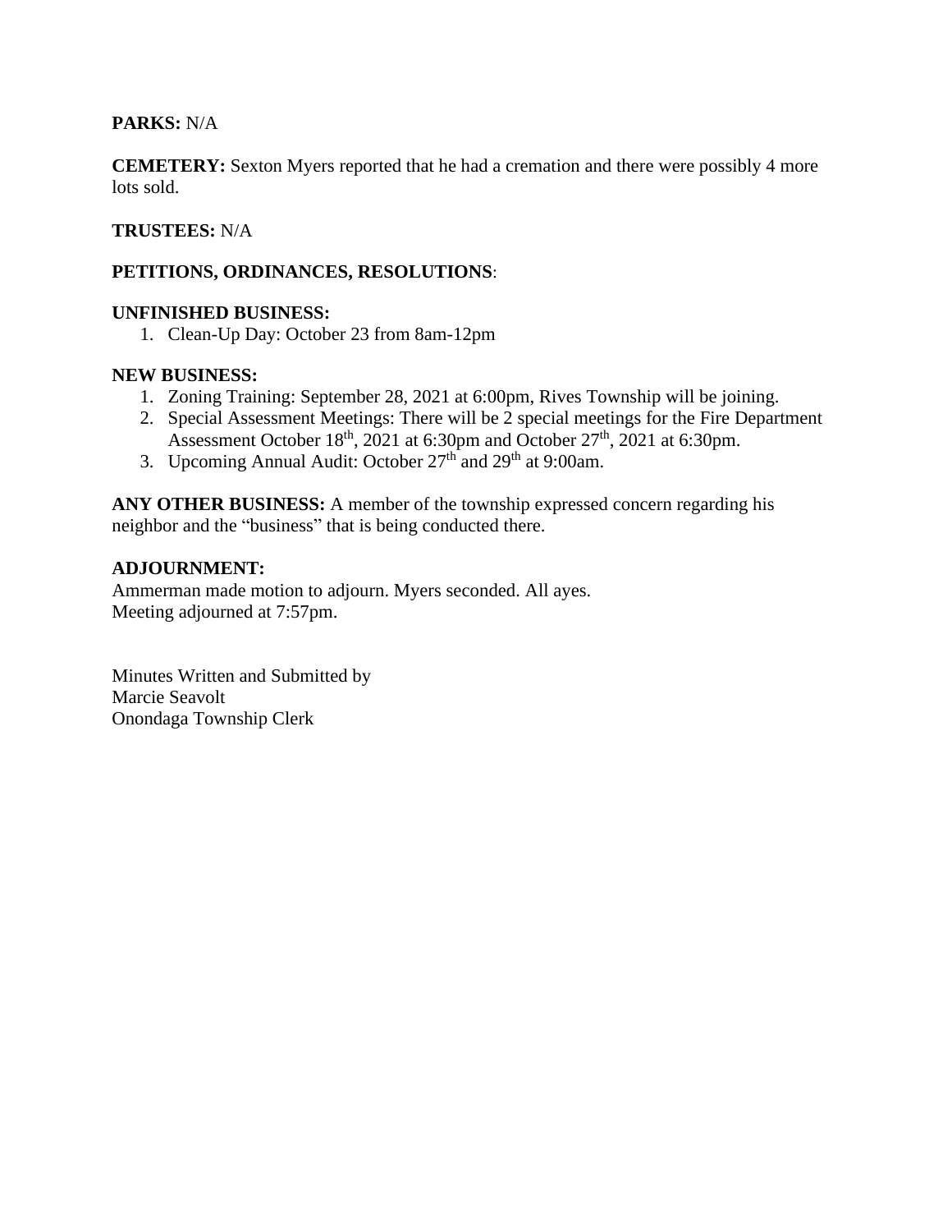**PARKS:** N/A

**CEMETERY:** Sexton Myers reported that he had a cremation and there were possibly 4 more lots sold.

**TRUSTEES:** N/A

**PETITIONS, ORDINANCES, RESOLUTIONS**:

**UNFINISHED BUSINESS:**

1. Clean-Up Day: October 23 from 8am-12pm

**NEW BUSINESS:**

1. Zoning Training: September 28, 2021 at 6:00pm, Rives Township will be joining.
2. Special Assessment Meetings: There will be 2 special meetings for the Fire Department Assessment October 18th, 2021 at 6:30pm and October 27th, 2021 at 6:30pm.
3. Upcoming Annual Audit: October 27th and 29th at 9:00am.

**ANY OTHER BUSINESS:** A member of the township expressed concern regarding his neighbor and the "business" that is being conducted there.

**ADJOURNMENT:**
Ammerman made motion to adjourn. Myers seconded. All ayes.
Meeting adjourned at 7:57pm.

Minutes Written and Submitted by
Marcie Seavolt
Onondaga Township Clerk